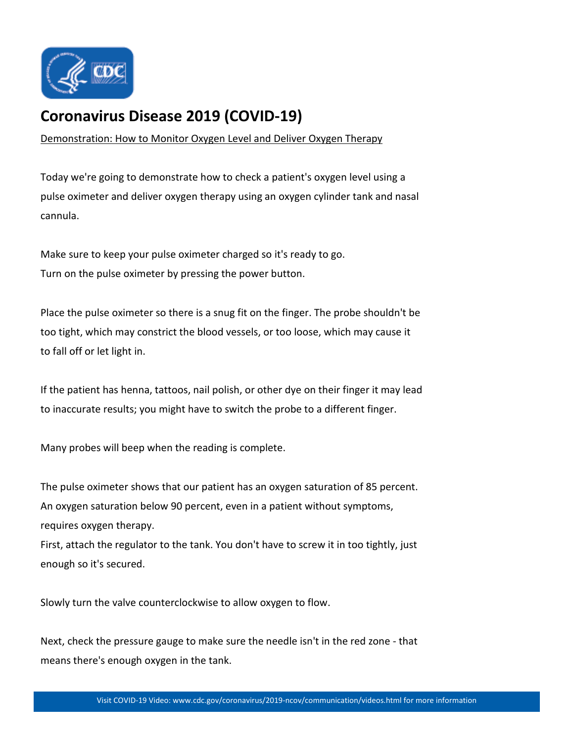# Coronavirus Disease 2019 (COVID-19)

Demonstration: How to Monitor Oxygen Level and Deliver Oxygen Therapy

Today we're going to demonstrate how to check a patient's oxygen level using a pulse oximeter and deliver oxygen therapy using an oxygen cylinder tank and nasal cannula.

Make sure to keep your pulse oximeter charged so it's ready to go.
Turn on the pulse oximeter by pressing the power button.

Place the pulse oximeter so there is a snug fit on the finger. The probe shouldn't be too tight, which may constrict the blood vessels, or too loose, which may cause it to fall off or let light in.

If the patient has henna, tattoos, nail polish, or other dye on their finger it may lead to inaccurate results; you might have to switch the probe to a different finger.

Many probes will beep when the reading is complete.

The pulse oximeter shows that our patient has an oxygen saturation of 85 percent.
An oxygen saturation below 90 percent, even in a patient without symptoms, requires oxygen therapy.
First, attach the regulator to the tank. You don't have to screw it in too tightly, just enough so it's secured.

Slowly turn the valve counterclockwise to allow oxygen to flow.

Next, check the pressure gauge to make sure the needle isn't in the red zone - that means there's enough oxygen in the tank.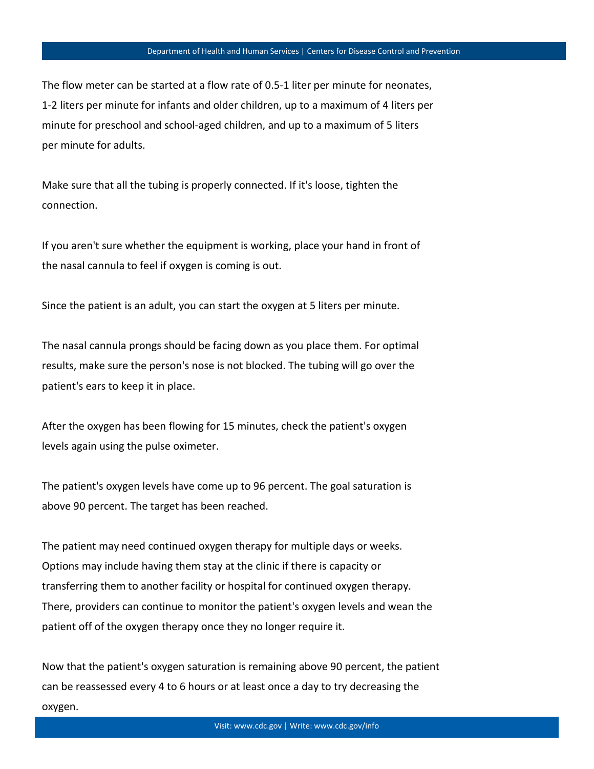The flow meter can be started at a flow rate of 0.5-1 liter per minute for neonates, 1-2 liters per minute for infants and older children, up to a maximum of 4 liters per minute for preschool and school-aged children, and up to a maximum of 5 liters per minute for adults.

Make sure that all the tubing is properly connected. If it's loose, tighten the connection.

If you aren't sure whether the equipment is working, place your hand in front of the nasal cannula to feel if oxygen is coming is out.

Since the patient is an adult, you can start the oxygen at 5 liters per minute.

The nasal cannula prongs should be facing down as you place them. For optimal results, make sure the person's nose is not blocked. The tubing will go over the patient's ears to keep it in place.

After the oxygen has been flowing for 15 minutes, check the patient's oxygen levels again using the pulse oximeter.

The patient's oxygen levels have come up to 96 percent. The goal saturation is above 90 percent. The target has been reached.

The patient may need continued oxygen therapy for multiple days or weeks. Options may include having them stay at the clinic if there is capacity or transferring them to another facility or hospital for continued oxygen therapy. There, providers can continue to monitor the patient's oxygen levels and wean the patient off of the oxygen therapy once they no longer require it.

Now that the patient's oxygen saturation is remaining above 90 percent, the patient can be reassessed every 4 to 6 hours or at least once a day to try decreasing the oxygen.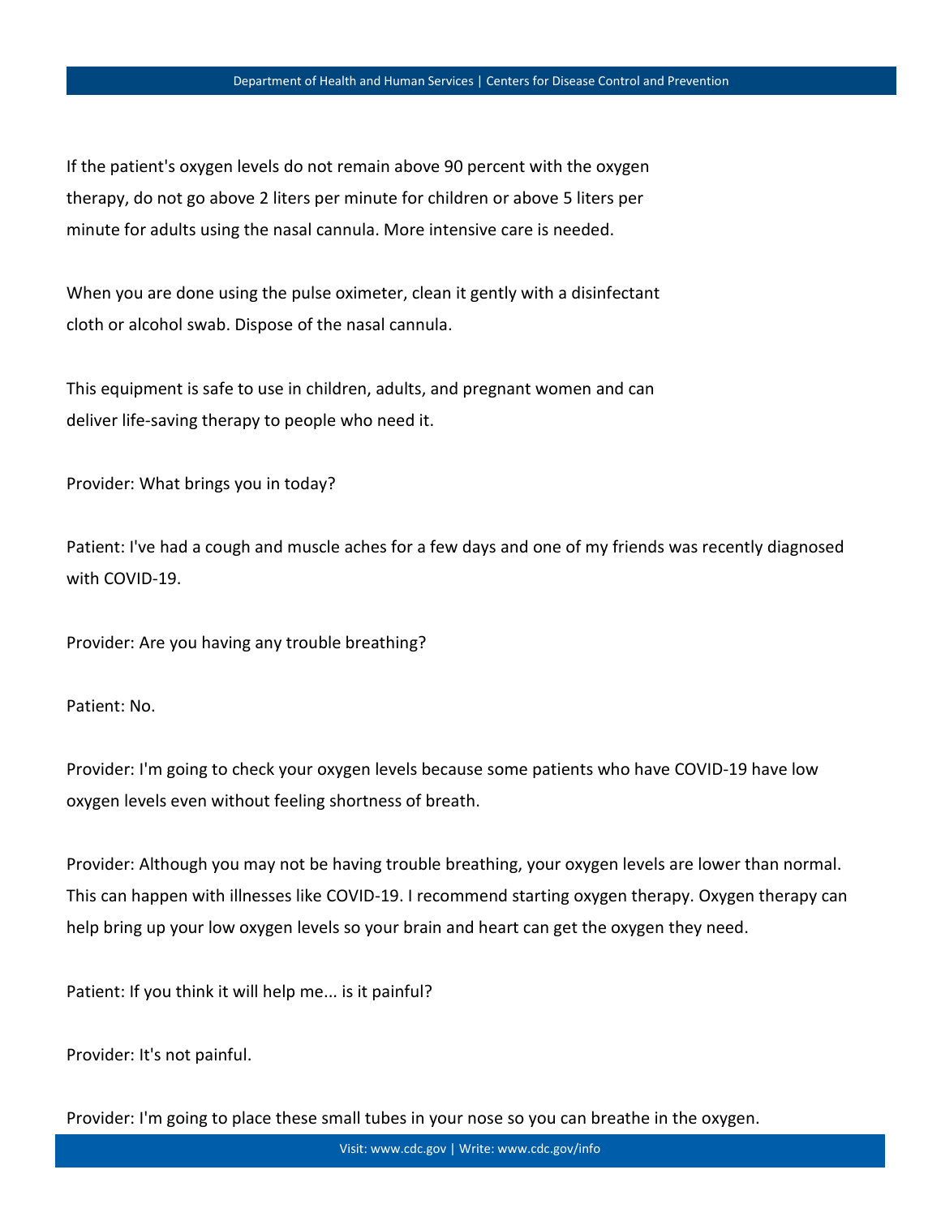If the patient's oxygen levels do not remain above 90 percent with the oxygen therapy, do not go above 2 liters per minute for children or above 5 liters per minute for adults using the nasal cannula. More intensive care is needed.

When you are done using the pulse oximeter, clean it gently with a disinfectant cloth or alcohol swab. Dispose of the nasal cannula.

This equipment is safe to use in children, adults, and pregnant women and can deliver life-saving therapy to people who need it.

Provider: What brings you in today?

Patient: I've had a cough and muscle aches for a few days and one of my friends was recently diagnosed with COVID-19.

Provider: Are you having any trouble breathing?

Patient: No.

Provider: I'm going to check your oxygen levels because some patients who have COVID-19 have low oxygen levels even without feeling shortness of breath.

Provider: Although you may not be having trouble breathing, your oxygen levels are lower than normal. This can happen with illnesses like COVID-19. I recommend starting oxygen therapy. Oxygen therapy can help bring up your low oxygen levels so your brain and heart can get the oxygen they need.

Patient: If you think it will help me... is it painful?

Provider: It's not painful.

Provider: I'm going to place these small tubes in your nose so you can breathe in the oxygen.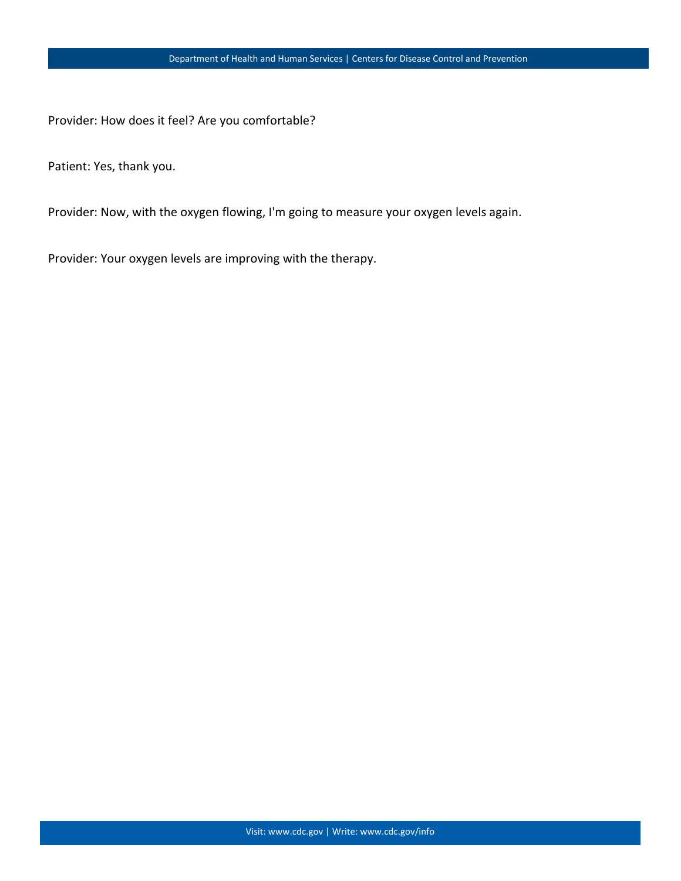Provider: How does it feel? Are you comfortable?

Patient: Yes, thank you.

Provider: Now, with the oxygen flowing, I'm going to measure your oxygen levels again.

Provider: Your oxygen levels are improving with the therapy.